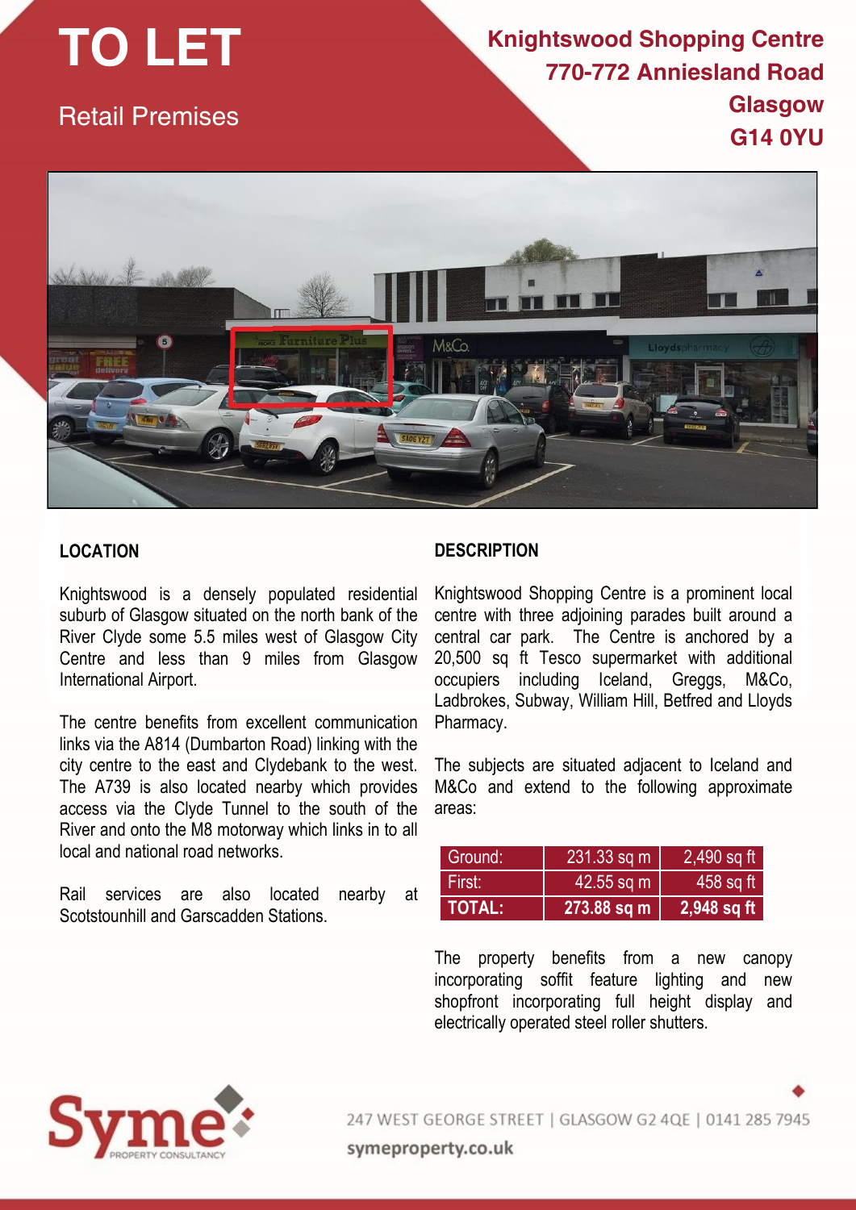# TO LET

Retail Premises

**Knightswood Shopping Centre**
**770-772 Anniesland Road**
**Glasgow**
**G14 0YU**

## LOCATION

Knightswood is a densely populated residential suburb of Glasgow situated on the north bank of the River Clyde some 5.5 miles west of Glasgow City Centre and less than 9 miles from Glasgow International Airport.

The centre benefits from excellent communication links via the A814 (Dumbarton Road) linking with the city centre to the east and Clydebank to the west. The A739 is also located nearby which provides access via the Clyde Tunnel to the south of the River and onto the M8 motorway which links in to all local and national road networks.

Rail services are also located nearby at Scotstounhill and Garscadden Stations.

## DESCRIPTION

Knightswood Shopping Centre is a prominent local centre with three adjoining parades built around a central car park. The Centre is anchored by a 20,500 sq ft Tesco supermarket with additional occupiers including Iceland, Greggs, M&Co, Ladbrokes, Subway, William Hill, Betfred and Lloyds Pharmacy.

The subjects are situated adjacent to Iceland and M&Co and extend to the following approximate areas:

| | | |
|---|---|---|
| Ground: | 231.33 sq m | 2,490 sq ft |
| First: | 42.55 sq m | 458 sq ft |
| **TOTAL:** | **273.88 sq m** | **2,948 sq ft** |

The property benefits from a new canopy incorporating soffit feature lighting and new shopfront incorporating full height display and electrically operated steel roller shutters.

Syme PROPERTY CONSULTANCY

247 WEST GEORGE STREET | GLASGOW G2 4QE | 0141 285 7945

symeproperty.co.uk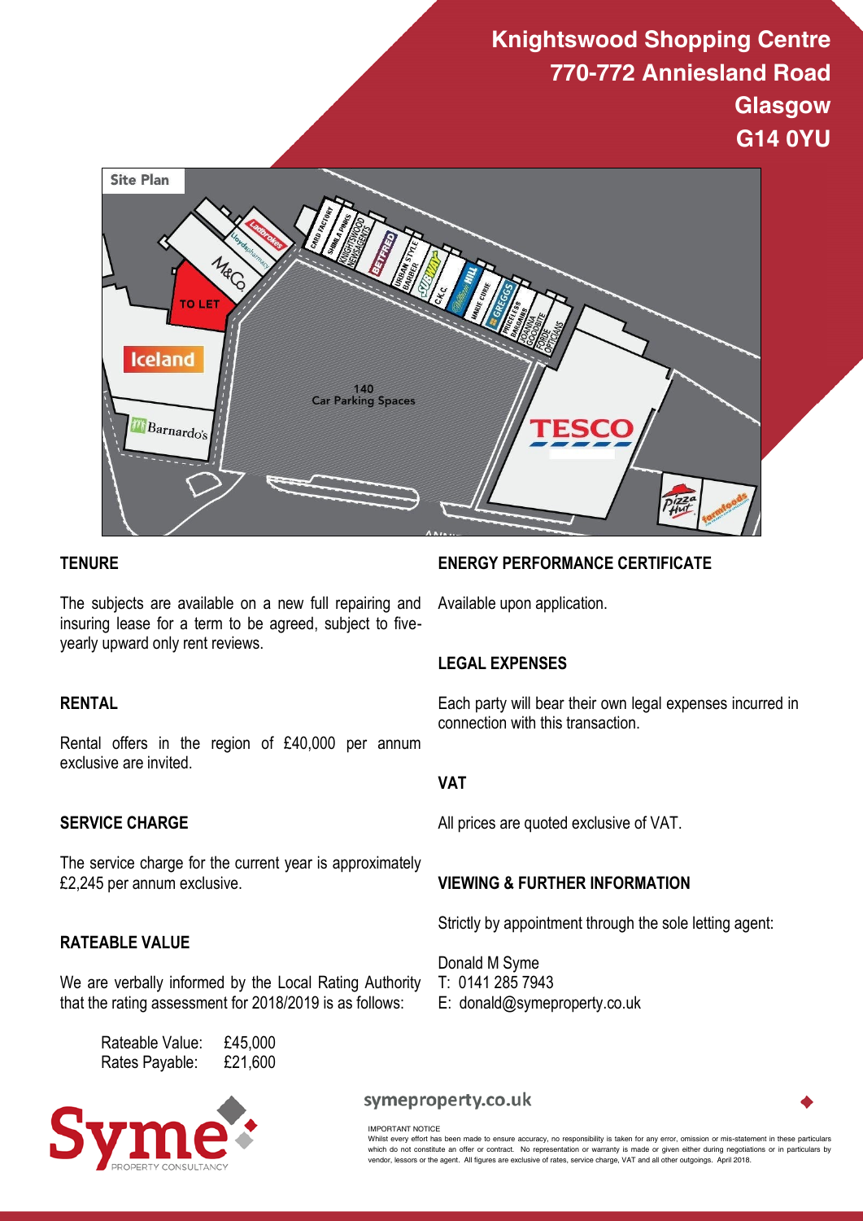# Knightswood Shopping Centre
# 770-772 Anniesland Road
# Glasgow
# G14 0YU

Site Plan

## TENURE

The subjects are available on a new full repairing and insuring lease for a term to be agreed, subject to five-yearly upward only rent reviews.

## RENTAL

Rental offers in the region of £40,000 per annum exclusive are invited.

## SERVICE CHARGE

The service charge for the current year is approximately £2,245 per annum exclusive.

## RATEABLE VALUE

We are verbally informed by the Local Rating Authority that the rating assessment for 2018/2019 is as follows:

| | |
|---|---|
| Rateable Value: | £45,000 |
| Rates Payable: | £21,600 |

## ENERGY PERFORMANCE CERTIFICATE

Available upon application.

## LEGAL EXPENSES

Each party will bear their own legal expenses incurred in connection with this transaction.

## VAT

All prices are quoted exclusive of VAT.

## VIEWING & FURTHER INFORMATION

Strictly by appointment through the sole letting agent:

Donald M Syme
T: 0141 285 7943
E: donald@symeproperty.co.uk

symeproperty.co.uk

IMPORTANT NOTICE
Whilst every effort has been made to ensure accuracy, no responsibility is taken for any error, omission or mis-statement in these particulars which do not constitute an offer or contract. No representation or warranty is made or given either during negotiations or in particulars by vendor, lessors or the agent. All figures are exclusive of rates, service charge, VAT and all other outgoings. April 2018.